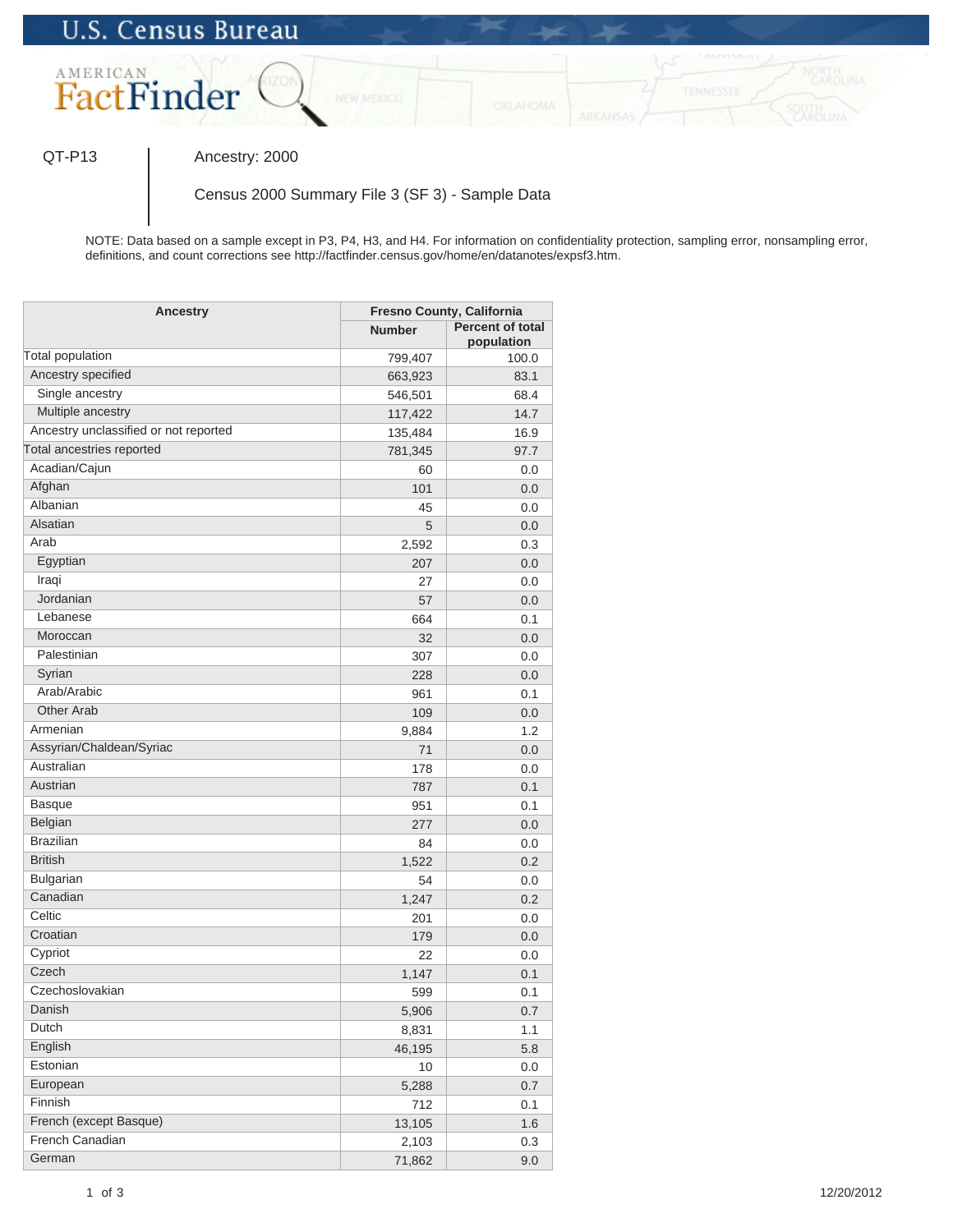# U.S. Census Bureau

## American FactFinder

QT-P13 | Ancestry: 2000

Census 2000 Summary File 3 (SF 3) - Sample Data

NOTE: Data based on a sample except in P3, P4, H3, and H4. For information on confidentiality protection, sampling error, nonsampling error, definitions, and count corrections see http://factfinder.census.gov/home/en/datanotes/expsf3.htm.

| Ancestry | Fresno County, California | |
|---|---|---|
| | Number | Percent of total population |
| Total population | 799,407 | 100.0 |
| Ancestry specified | 663,923 | 83.1 |
| Single ancestry | 546,501 | 68.4 |
| Multiple ancestry | 117,422 | 14.7 |
| Ancestry unclassified or not reported | 135,484 | 16.9 |
| Total ancestries reported | 781,345 | 97.7 |
| Acadian/Cajun | 60 | 0.0 |
| Afghan | 101 | 0.0 |
| Albanian | 45 | 0.0 |
| Alsatian | 5 | 0.0 |
| Arab | 2,592 | 0.3 |
| Egyptian | 207 | 0.0 |
| Iraqi | 27 | 0.0 |
| Jordanian | 57 | 0.0 |
| Lebanese | 664 | 0.1 |
| Moroccan | 32 | 0.0 |
| Palestinian | 307 | 0.0 |
| Syrian | 228 | 0.0 |
| Arab/Arabic | 961 | 0.1 |
| Other Arab | 109 | 0.0 |
| Armenian | 9,884 | 1.2 |
| Assyrian/Chaldean/Syriac | 71 | 0.0 |
| Australian | 178 | 0.0 |
| Austrian | 787 | 0.1 |
| Basque | 951 | 0.1 |
| Belgian | 277 | 0.0 |
| Brazilian | 84 | 0.0 |
| British | 1,522 | 0.2 |
| Bulgarian | 54 | 0.0 |
| Canadian | 1,247 | 0.2 |
| Celtic | 201 | 0.0 |
| Croatian | 179 | 0.0 |
| Cypriot | 22 | 0.0 |
| Czech | 1,147 | 0.1 |
| Czechoslovakian | 599 | 0.1 |
| Danish | 5,906 | 0.7 |
| Dutch | 8,831 | 1.1 |
| English | 46,195 | 5.8 |
| Estonian | 10 | 0.0 |
| European | 5,288 | 0.7 |
| Finnish | 712 | 0.1 |
| French (except Basque) | 13,105 | 1.6 |
| French Canadian | 2,103 | 0.3 |
| German | 71,862 | 9.0 |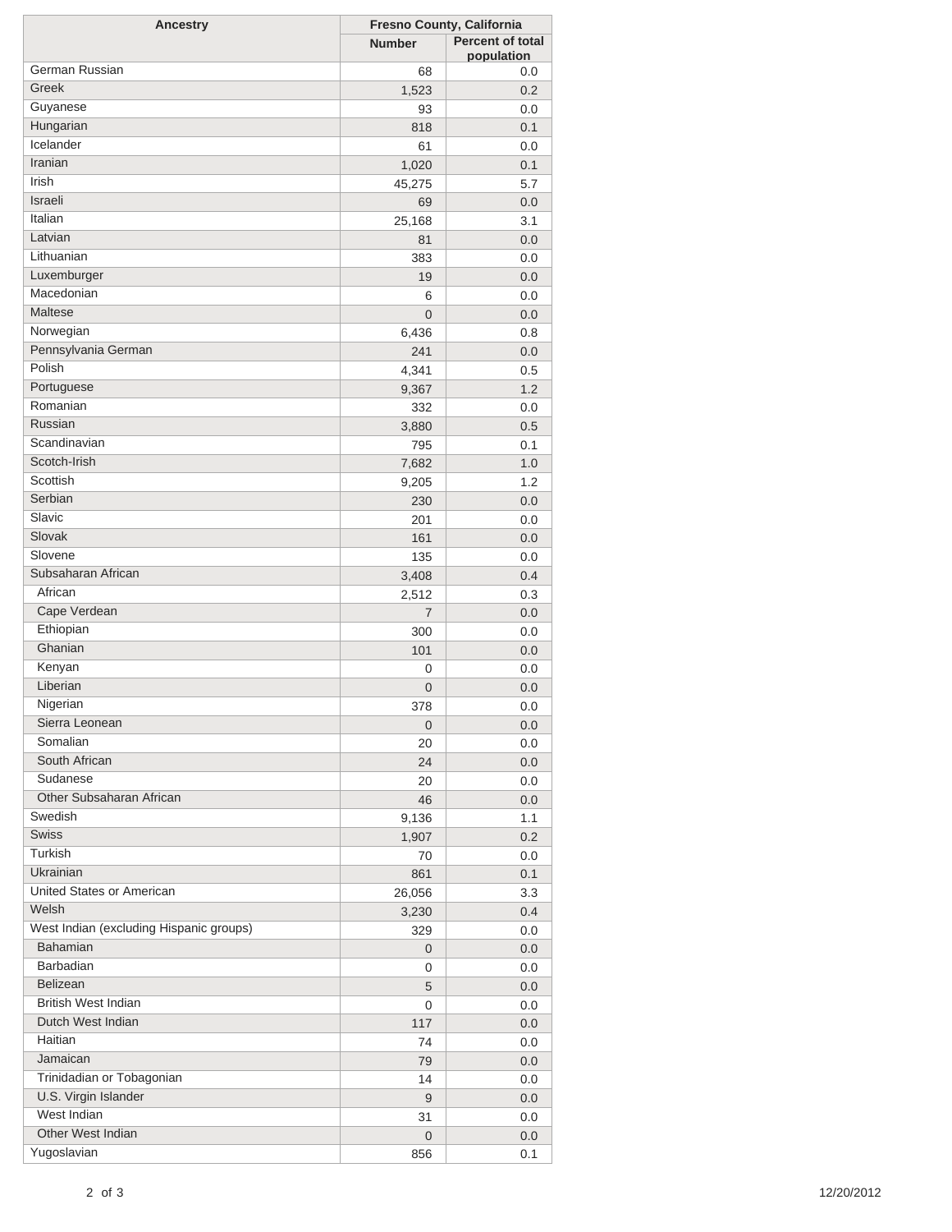| Ancestry | Fresno County, California | |
| --- | --- | --- |
| | Number | Percent of total population |
| German Russian | 68 | 0.0 |
| Greek | 1,523 | 0.2 |
| Guyanese | 93 | 0.0 |
| Hungarian | 818 | 0.1 |
| Icelander | 61 | 0.0 |
| Iranian | 1,020 | 0.1 |
| Irish | 45,275 | 5.7 |
| Israeli | 69 | 0.0 |
| Italian | 25,168 | 3.1 |
| Latvian | 81 | 0.0 |
| Lithuanian | 383 | 0.0 |
| Luxemburger | 19 | 0.0 |
| Macedonian | 6 | 0.0 |
| Maltese | 0 | 0.0 |
| Norwegian | 6,436 | 0.8 |
| Pennsylvania German | 241 | 0.0 |
| Polish | 4,341 | 0.5 |
| Portuguese | 9,367 | 1.2 |
| Romanian | 332 | 0.0 |
| Russian | 3,880 | 0.5 |
| Scandinavian | 795 | 0.1 |
| Scotch-Irish | 7,682 | 1.0 |
| Scottish | 9,205 | 1.2 |
| Serbian | 230 | 0.0 |
| Slavic | 201 | 0.0 |
| Slovak | 161 | 0.0 |
| Slovene | 135 | 0.0 |
| Subsaharan African | 3,408 | 0.4 |
| African | 2,512 | 0.3 |
| Cape Verdean | 7 | 0.0 |
| Ethiopian | 300 | 0.0 |
| Ghanian | 101 | 0.0 |
| Kenyan | 0 | 0.0 |
| Liberian | 0 | 0.0 |
| Nigerian | 378 | 0.0 |
| Sierra Leonean | 0 | 0.0 |
| Somalian | 20 | 0.0 |
| South African | 24 | 0.0 |
| Sudanese | 20 | 0.0 |
| Other Subsaharan African | 46 | 0.0 |
| Swedish | 9,136 | 1.1 |
| Swiss | 1,907 | 0.2 |
| Turkish | 70 | 0.0 |
| Ukrainian | 861 | 0.1 |
| United States or American | 26,056 | 3.3 |
| Welsh | 3,230 | 0.4 |
| West Indian (excluding Hispanic groups) | 329 | 0.0 |
| Bahamian | 0 | 0.0 |
| Barbadian | 0 | 0.0 |
| Belizean | 5 | 0.0 |
| British West Indian | 0 | 0.0 |
| Dutch West Indian | 117 | 0.0 |
| Haitian | 74 | 0.0 |
| Jamaican | 79 | 0.0 |
| Trinidadian or Tobagonian | 14 | 0.0 |
| U.S. Virgin Islander | 9 | 0.0 |
| West Indian | 31 | 0.0 |
| Other West Indian | 0 | 0.0 |
| Yugoslavian | 856 | 0.1 |

12/20/2012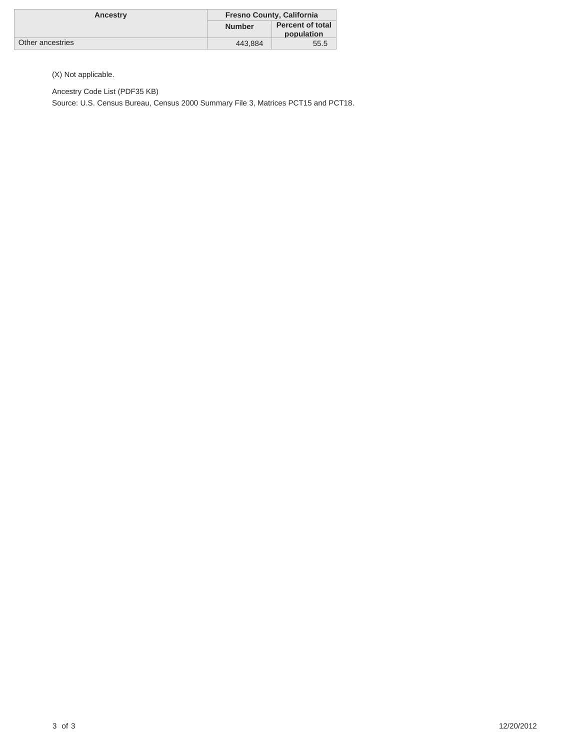| Ancestry | Fresno County, California | |
|---|---|---|
| | Number | Percent of total population |
| Other ancestries | 443,884 | 55.5 |

(X) Not applicable.

Ancestry Code List (PDF35 KB)
Source: U.S. Census Bureau, Census 2000 Summary File 3, Matrices PCT15 and PCT18.